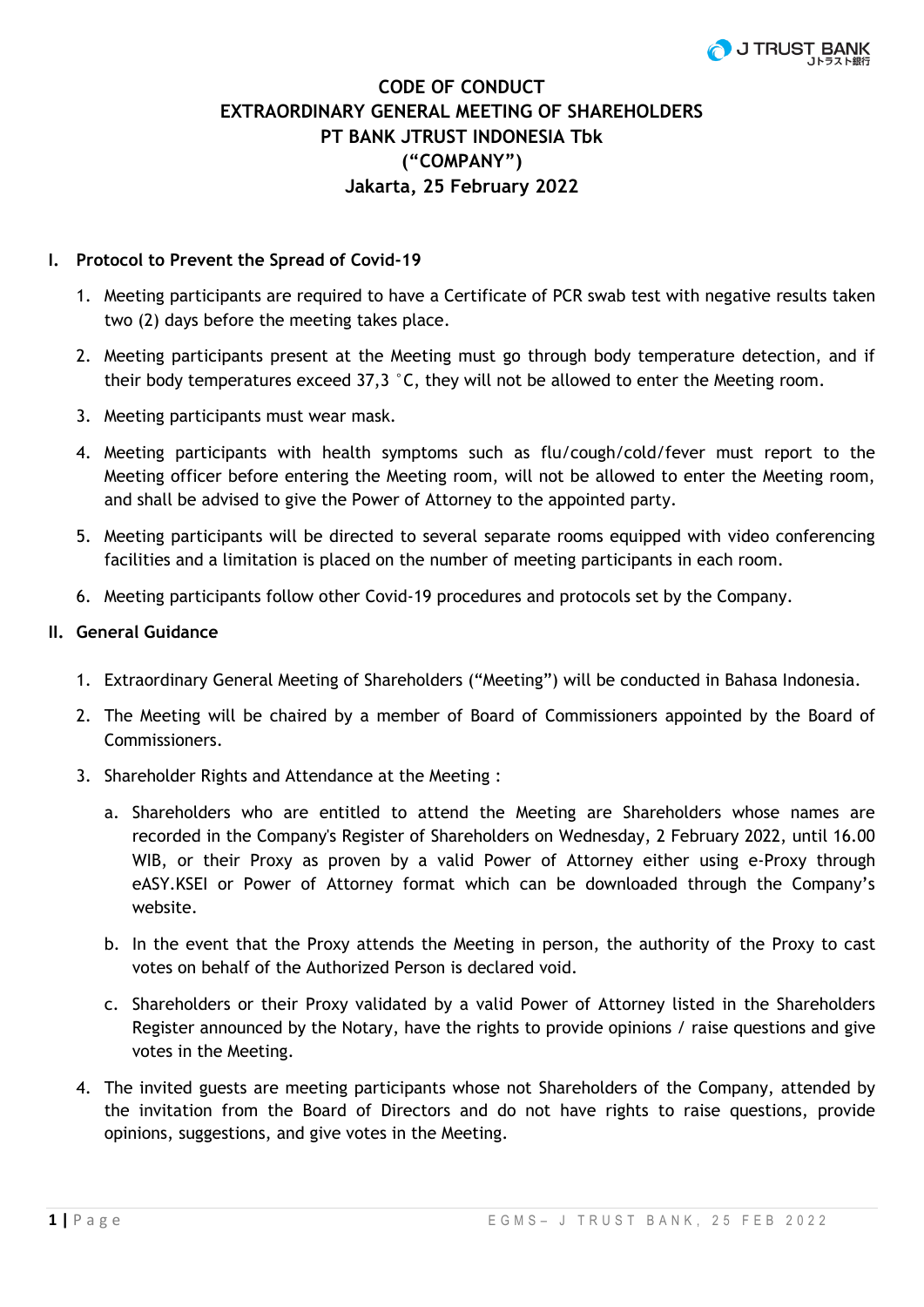# CODE OF CONDUCT
# EXTRAORDINARY GENERAL MEETING OF SHAREHOLDERS
# PT BANK JTRUST INDONESIA Tbk
# ("COMPANY")
# Jakarta, 25 February 2022

## I. Protocol to Prevent the Spread of Covid-19

1. Meeting participants are required to have a Certificate of PCR swab test with negative results taken two (2) days before the meeting takes place.
2. Meeting participants present at the Meeting must go through body temperature detection, and if their body temperatures exceed 37,3 °C, they will not be allowed to enter the Meeting room.
3. Meeting participants must wear mask.
4. Meeting participants with health symptoms such as flu/cough/cold/fever must report to the Meeting officer before entering the Meeting room, will not be allowed to enter the Meeting room, and shall be advised to give the Power of Attorney to the appointed party.
5. Meeting participants will be directed to several separate rooms equipped with video conferencing facilities and a limitation is placed on the number of meeting participants in each room.
6. Meeting participants follow other Covid-19 procedures and protocols set by the Company.

## II. General Guidance

1. Extraordinary General Meeting of Shareholders ("Meeting") will be conducted in Bahasa Indonesia.
2. The Meeting will be chaired by a member of Board of Commissioners appointed by the Board of Commissioners.
3. Shareholder Rights and Attendance at the Meeting :
   a. Shareholders who are entitled to attend the Meeting are Shareholders whose names are recorded in the Company's Register of Shareholders on Wednesday, 2 February 2022, until 16.00 WIB, or their Proxy as proven by a valid Power of Attorney either using e-Proxy through eASY.KSEI or Power of Attorney format which can be downloaded through the Company's website.
   b. In the event that the Proxy attends the Meeting in person, the authority of the Proxy to cast votes on behalf of the Authorized Person is declared void.
   c. Shareholders or their Proxy validated by a valid Power of Attorney listed in the Shareholders Register announced by the Notary, have the rights to provide opinions / raise questions and give votes in the Meeting.
4. The invited guests are meeting participants whose not Shareholders of the Company, attended by the invitation from the Board of Directors and do not have rights to raise questions, provide opinions, suggestions, and give votes in the Meeting.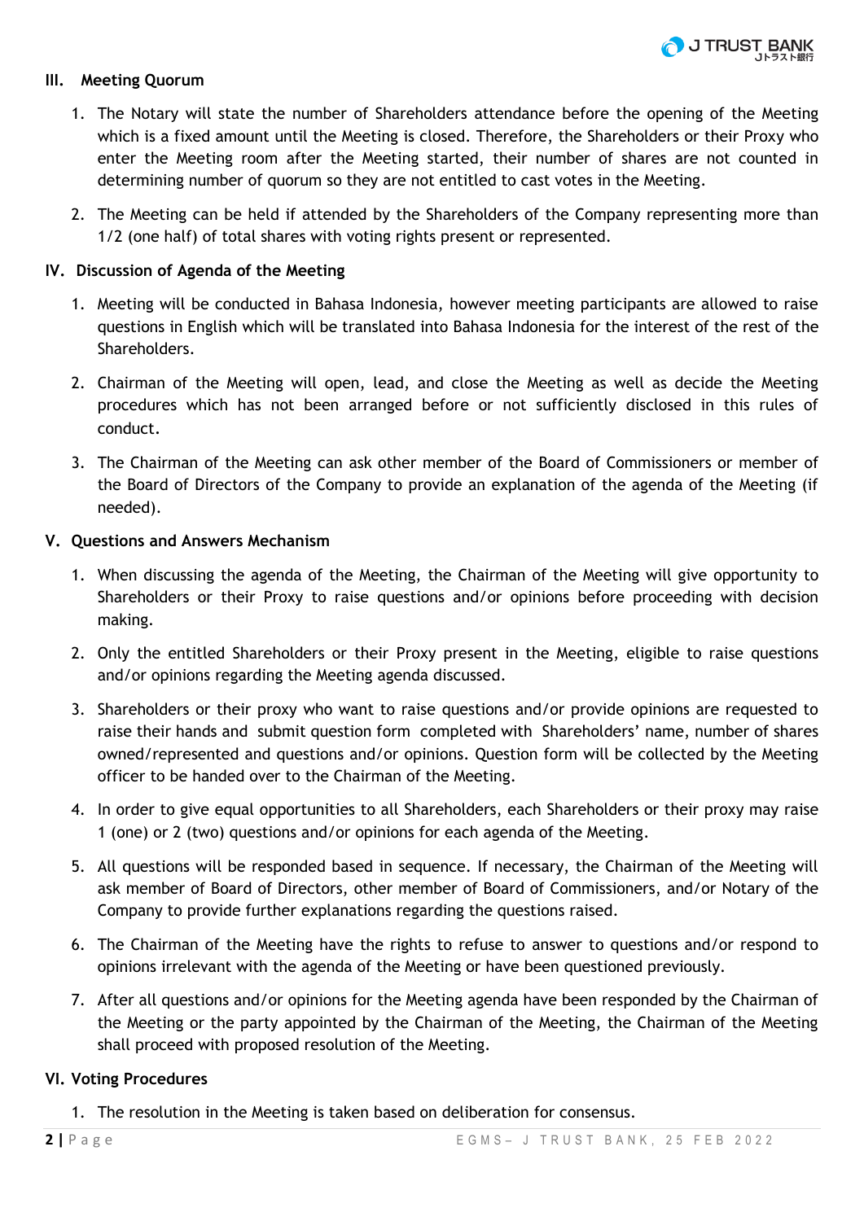## III. Meeting Quorum

1. The Notary will state the number of Shareholders attendance before the opening of the Meeting which is a fixed amount until the Meeting is closed. Therefore, the Shareholders or their Proxy who enter the Meeting room after the Meeting started, their number of shares are not counted in determining number of quorum so they are not entitled to cast votes in the Meeting.
2. The Meeting can be held if attended by the Shareholders of the Company representing more than 1/2 (one half) of total shares with voting rights present or represented.

## IV. Discussion of Agenda of the Meeting

1. Meeting will be conducted in Bahasa Indonesia, however meeting participants are allowed to raise questions in English which will be translated into Bahasa Indonesia for the interest of the rest of the Shareholders.
2. Chairman of the Meeting will open, lead, and close the Meeting as well as decide the Meeting procedures which has not been arranged before or not sufficiently disclosed in this rules of conduct.
3. The Chairman of the Meeting can ask other member of the Board of Commissioners or member of the Board of Directors of the Company to provide an explanation of the agenda of the Meeting (if needed).

## V. Questions and Answers Mechanism

1. When discussing the agenda of the Meeting, the Chairman of the Meeting will give opportunity to Shareholders or their Proxy to raise questions and/or opinions before proceeding with decision making.
2. Only the entitled Shareholders or their Proxy present in the Meeting, eligible to raise questions and/or opinions regarding the Meeting agenda discussed.
3. Shareholders or their proxy who want to raise questions and/or provide opinions are requested to raise their hands and submit question form completed with Shareholders' name, number of shares owned/represented and questions and/or opinions. Question form will be collected by the Meeting officer to be handed over to the Chairman of the Meeting.
4. In order to give equal opportunities to all Shareholders, each Shareholders or their proxy may raise 1 (one) or 2 (two) questions and/or opinions for each agenda of the Meeting.
5. All questions will be responded based in sequence. If necessary, the Chairman of the Meeting will ask member of Board of Directors, other member of Board of Commissioners, and/or Notary of the Company to provide further explanations regarding the questions raised.
6. The Chairman of the Meeting have the rights to refuse to answer to questions and/or respond to opinions irrelevant with the agenda of the Meeting or have been questioned previously.
7. After all questions and/or opinions for the Meeting agenda have been responded by the Chairman of the Meeting or the party appointed by the Chairman of the Meeting, the Chairman of the Meeting shall proceed with proposed resolution of the Meeting.

## VI. Voting Procedures

1. The resolution in the Meeting is taken based on deliberation for consensus.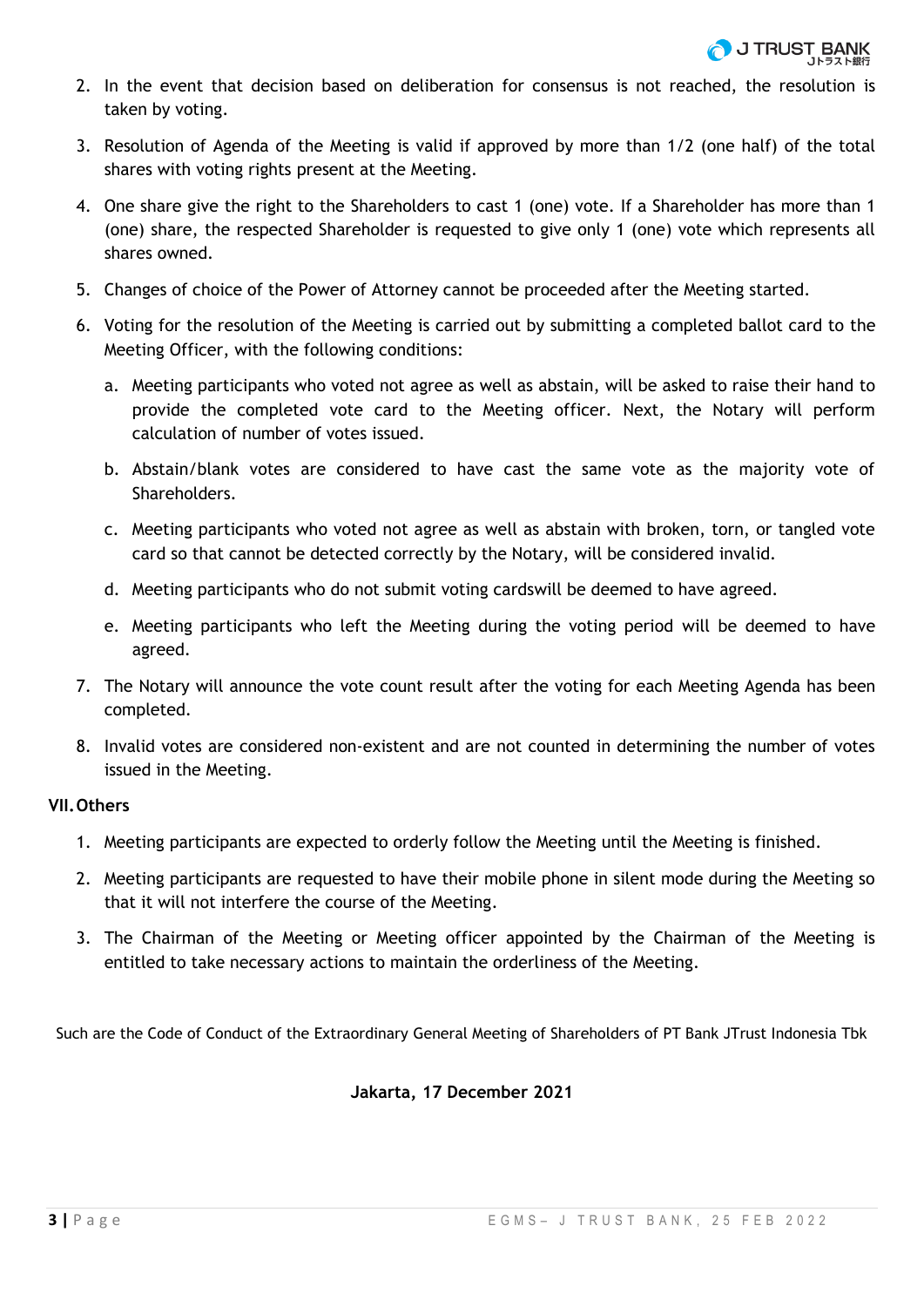2. In the event that decision based on deliberation for consensus is not reached, the resolution is taken by voting.
3. Resolution of Agenda of the Meeting is valid if approved by more than 1/2 (one half) of the total shares with voting rights present at the Meeting.
4. One share give the right to the Shareholders to cast 1 (one) vote. If a Shareholder has more than 1 (one) share, the respected Shareholder is requested to give only 1 (one) vote which represents all shares owned.
5. Changes of choice of the Power of Attorney cannot be proceeded after the Meeting started.
6. Voting for the resolution of the Meeting is carried out by submitting a completed ballot card to the Meeting Officer, with the following conditions:
   a. Meeting participants who voted not agree as well as abstain, will be asked to raise their hand to provide the completed vote card to the Meeting officer. Next, the Notary will perform calculation of number of votes issued.
   b. Abstain/blank votes are considered to have cast the same vote as the majority vote of Shareholders.
   c. Meeting participants who voted not agree as well as abstain with broken, torn, or tangled vote card so that cannot be detected correctly by the Notary, will be considered invalid.
   d. Meeting participants who do not submit voting cardswill be deemed to have agreed.
   e. Meeting participants who left the Meeting during the voting period will be deemed to have agreed.
7. The Notary will announce the vote count result after the voting for each Meeting Agenda has been completed.
8. Invalid votes are considered non-existent and are not counted in determining the number of votes issued in the Meeting.

**VII. Others**

1. Meeting participants are expected to orderly follow the Meeting until the Meeting is finished.
2. Meeting participants are requested to have their mobile phone in silent mode during the Meeting so that it will not interfere the course of the Meeting.
3. The Chairman of the Meeting or Meeting officer appointed by the Chairman of the Meeting is entitled to take necessary actions to maintain the orderliness of the Meeting.

Such are the Code of Conduct of the Extraordinary General Meeting of Shareholders of PT Bank JTrust Indonesia Tbk

**Jakarta, 17 December 2021**